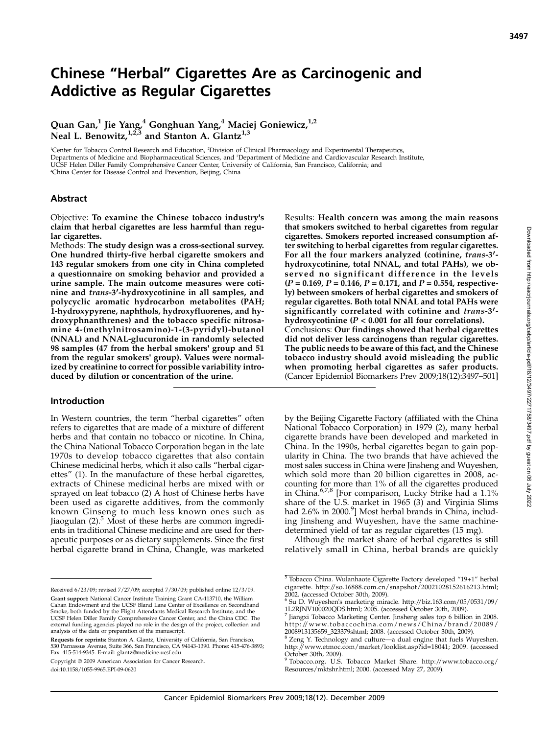# Chinese "Herbal" Cigarettes Are as Carcinogenic and Addictive as Regular Cigarettes

**Quan Gan,[1] Jie Yang,[4] Gonghuan Yang,[4] Maciej Goniewicz,[1,2] Neal L. Benowitz,[1,2,3] and Stanton A. Glantz[1,3]**

[1]Center for Tobacco Control Research and Education, [2]Division of Clinical Pharmacology and Experimental Therapeutics, Departments of Medicine and Biopharmaceutical Sciences, and [3]Department of Medicine and Cardiovascular Research Institute, UCSF Helen Diller Family Comprehensive Cancer Center, University of California, San Francisco, California; and [4]China Center for Disease Control and Prevention, Beijing, China

## Abstract

Objective: **To examine the Chinese tobacco industry's claim that herbal cigarettes are less harmful than regular cigarettes.**

Methods: **The study design was a cross-sectional survey. One hundred thirty-five herbal cigarette smokers and 143 regular smokers from one city in China completed a questionnaire on smoking behavior and provided a urine sample. The main outcome measures were cotinine and *trans*-3′-hydroxycotinine in all samples, and polycyclic aromatic hydrocarbon metabolites (PAH; 1-hydroxypyrene, naphthols, hydroxyfluorenes, and hydroxyphnanthrenes) and the tobacco specific nitrosamine 4-(methylnitrosamino)-1-(3-pyridyl)-butanol (NNAL) and NNAL-glucuronide in randomly selected 98 samples (47 from the herbal smokers' group and 51 from the regular smokers' group). Values were normalized by creatinine to correct for possible variability introduced by dilution or concentration of the urine.**

Results: **Health concern was among the main reasons that smokers switched to herbal cigarettes from regular cigarettes. Smokers reported increased consumption after switching to herbal cigarettes from regular cigarettes. For all the four markers analyzed (cotinine, *trans*-3′-hydroxycotinine, total NNAL, and total PAHs), we observed no significant difference in the levels ($P = 0.169$, $P = 0.146$, $P = 0.171$, and $P = 0.554$, respectively) between smokers of herbal cigarettes and smokers of regular cigarettes. Both total NNAL and total PAHs were significantly correlated with cotinine and *trans*-3′-hydroxycotinine ($P < 0.001$ for all four correlations).**

Conclusions: **Our findings showed that herbal cigarettes did not deliver less carcinogens than regular cigarettes. The public needs to be aware of this fact, and the Chinese tobacco industry should avoid misleading the public when promoting herbal cigarettes as safer products.** (Cancer Epidemiol Biomarkers Prev 2009;18(12):3497–501)

## Introduction

In Western countries, the term "herbal cigarettes" often refers to cigarettes that are made of a mixture of different herbs and that contain no tobacco or nicotine. In China, the China National Tobacco Corporation began in the late 1970s to develop tobacco cigarettes that also contain Chinese medicinal herbs, which it also calls "herbal cigarettes" (1). In the manufacture of these herbal cigarettes, extracts of Chinese medicinal herbs are mixed with or sprayed on leaf tobacco (2) A host of Chinese herbs have been used as cigarette additives, from the commonly known Ginseng to much less known ones such as Jiaogulan (2).[5] Most of these herbs are common ingredients in traditional Chinese medicine and are used for therapeutic purposes or as dietary supplements. Since the first herbal cigarette brand in China, Changle, was marketed by the Beijing Cigarette Factory (affiliated with the China National Tobacco Corporation) in 1979 (2), many herbal cigarette brands have been developed and marketed in China. In the 1990s, herbal cigarettes began to gain popularity in China. The two brands that have achieved the most sales success in China were Jinsheng and Wuyeshen, which sold more than 20 billion cigarettes in 2008, accounting for more than 1% of all the cigarettes produced in China.[6,7,8] [For comparison, Lucky Strike had a 1.1% share of the U.S. market in 1965 (3) and Virginia Slims had 2.6% in 2000.[9]] Most herbal brands in China, including Jinsheng and Wuyeshen, have the same machine-determined yield of tar as regular cigarettes (15 mg).

Although the market share of herbal cigarettes is still relatively small in China, herbal brands are quickly

---

Received 6/23/09; revised 7/27/09; accepted 7/30/09; published online 12/3/09.

**Grant support:** National Cancer Institute Training Grant CA-113710, the William Cahan Endowment and the UCSF Bland Lane Center of Excellence on Secondhand Smoke, both funded by the Flight Attendants Medical Research Institute, and the UCSF Helen Diller Family Comprehensive Cancer Center, and the China CDC. The external funding agencies played no role in the design of the project, collection and analysis of the data or preparation of the manuscript.

**Requests for reprints:** Stanton A. Glantz, University of California, San Francisco, 530 Parnassus Avenue, Suite 366, San Francisco, CA 94143-1390. Phone: 415-476-3893; Fax: 415-514-9345. E-mail: glantz@medicine.ucsf.edu

Copyright © 2009 American Association for Cancer Research.

doi:10.1158/1055-9965.EPI-09-0620

[5] Tobacco China. Wulanhaote Cigarette Factory developed "19+1" herbal cigarette. http://so.16888.com.cn/snapshot/20021028152616213.html; 2002. (accessed October 30th, 2009).

[6] Su D. Wuyeshen's marketing miracle. http://biz.163.com/05/0531/09/1L2RJNV100020QDS.html; 2005. (accessed October 30th, 2009).

[7] Jiangxi Tobacco Marketing Center. Jinsheng sales top 6 billion in 2008. http://www.tobaccochina.com/news/China/brand/20089/2008913135659_323379shtml; 2008. (accessed October 30th, 2009).

[8] Zeng Y. Technology and culture—a dual engine that fuels Wuyeshen. http://www.etmoc.com/market/looklist.asp?id=18041; 2009. (accessed October 30th, 2009).

[9] Tobacco.org. U.S. Tobacco Market Share. http://www.tobacco.org/Resources/mktshr.html; 2000. (accessed May 27, 2009).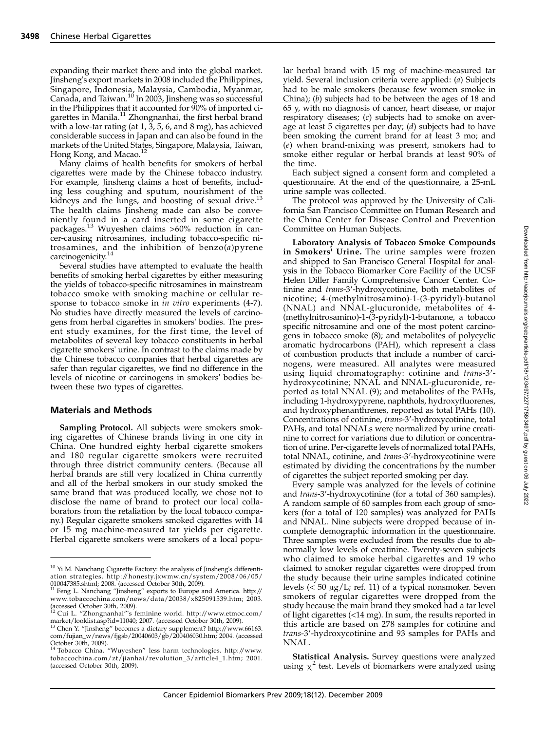expanding their market there and into the global market. Jinsheng's export markets in 2008 included the Philippines, Singapore, Indonesia, Malaysia, Cambodia, Myanmar, Canada, and Taiwan.[10] In 2003, Jinsheng was so successful in the Philippines that it accounted for 90% of imported cigarettes in Manila.[11] Zhongnanhai, the first herbal brand with a low-tar rating (at 1, 3, 5, 6, and 8 mg), has achieved considerable success in Japan and can also be found in the markets of the United States, Singapore, Malaysia, Taiwan, Hong Kong, and Macao.[12]

Many claims of health benefits for smokers of herbal cigarettes were made by the Chinese tobacco industry. For example, Jinsheng claims a host of benefits, including less coughing and sputum, nourishment of the kidneys and the lungs, and boosting of sexual drive.[13] The health claims Jinsheng made can also be conveniently found in a card inserted in some cigarette packages.[13] Wuyeshen claims >60% reduction in cancer-causing nitrosamines, including tobacco-specific nitrosamines, and the inhibition of benzo(*a*)pyrene carcinogenicity.[14]

Several studies have attempted to evaluate the health benefits of smoking herbal cigarettes by either measuring the yields of tobacco-specific nitrosamines in mainstream tobacco smoke with smoking machine or cellular response to tobacco smoke in *in vitro* experiments (4-7). No studies have directly measured the levels of carcinogens from herbal cigarettes in smokers' bodies. The present study examines, for the first time, the level of metabolites of several key tobacco constituents in herbal cigarette smokers' urine. In contrast to the claims made by the Chinese tobacco companies that herbal cigarettes are safer than regular cigarettes, we find no difference in the levels of nicotine or carcinogens in smokers' bodies between these two types of cigarettes.

## Materials and Methods

**Sampling Protocol.** All subjects were smokers smoking cigarettes of Chinese brands living in one city in China. One hundred eighty herbal cigarette smokers and 180 regular cigarette smokers were recruited through three district community centers. (Because all herbal brands are still very localized in China currently and all of the herbal smokers in our study smoked the same brand that was produced locally, we chose not to disclose the name of brand to protect our local collaborators from the retaliation by the local tobacco company.) Regular cigarette smokers smoked cigarettes with 14 or 15 mg machine-measured tar yields per cigarette. Herbal cigarette smokers were smokers of a local popular herbal brand with 15 mg of machine-measured tar yield. Several inclusion criteria were applied: (*a*) Subjects had to be male smokers (because few women smoke in China); (*b*) subjects had to be between the ages of 18 and 65 y, with no diagnosis of cancer, heart disease, or major respiratory diseases; (*c*) subjects had to smoke on average at least 5 cigarettes per day; (*d*) subjects had to have been smoking the current brand for at least 3 mo; and (*e*) when brand-mixing was present, smokers had to smoke either regular or herbal brands at least 90% of the time.

Each subject signed a consent form and completed a questionnaire. At the end of the questionnaire, a 25-mL urine sample was collected.

The protocol was approved by the University of California San Francisco Committee on Human Research and the China Center for Disease Control and Prevention Committee on Human Subjects.

**Laboratory Analysis of Tobacco Smoke Compounds in Smokers' Urine.** The urine samples were frozen and shipped to San Francisco General Hospital for analysis in the Tobacco Biomarker Core Facility of the UCSF Helen Diller Family Comprehensive Cancer Center. Cotinine and *trans*-3′-hydroxycotinine, both metabolites of nicotine; 4-(methylnitrosamino)-1-(3-pyridyl)-butanol (NNAL) and NNAL-glucuronide, metabolites of 4-(methylnitrosamino)-1-(3-pyridyl)-1-butanone, a tobacco specific nitrosamine and one of the most potent carcinogens in tobacco smoke (8); and metabolites of polycyclic aromatic hydrocarbons (PAH), which represent a class of combustion products that include a number of carcinogens, were measured. All analytes were measured using liquid chromatography: cotinine and *trans*-3′-hydroxycotinine; NNAL and NNAL-glucuronide, reported as total NNAL (9); and metabolites of the PAHs, including 1-hydroxypyrene, naphthols, hydroxyfluorenes, and hydroxyphenanthrenes, reported as total PAHs (10). Concentrations of cotinine, *trans*-3′-hydroxycotinine, total PAHs, and total NNALs were normalized by urine creatinine to correct for variations due to dilution or concentration of urine. Per-cigarette levels of normalized total PAHs, total NNAL, cotinine, and *trans*-3′-hydroxycotinine were estimated by dividing the concentrations by the number of cigarettes the subject reported smoking per day.

Every sample was analyzed for the levels of cotinine and *trans*-3′-hydroxycotinine (for a total of 360 samples). A random sample of 60 samples from each group of smokers (for a total of 120 samples) was analyzed for PAHs and NNAL. Nine subjects were dropped because of incomplete demographic information in the questionnaire. Three samples were excluded from the results due to abnormally low levels of creatinine. Twenty-seven subjects who claimed to smoke herbal cigarettes and 19 who claimed to smoker regular cigarettes were dropped from the study because their urine samples indicated cotinine levels (< 50 μg/L; ref. 11) of a typical nonsmoker. Seven smokers of regular cigarettes were dropped from the study because the main brand they smoked had a tar level of light cigarettes (<14 mg). In sum, the results reported in this article are based on 278 samples for cotinine and *trans*-3′-hydroxycotinine and 93 samples for PAHs and NNAL.

**Statistical Analysis.** Survey questions were analyzed using $\chi^2$ test. Levels of biomarkers were analyzed using

---

[10] Yi M. Nanchang Cigarette Factory: the analysis of Jinsheng's differentiation strategies. http://honesty.jxwmw.cn/system/2008/06/05/010047385.shtml; 2008. (accessed October 30th, 2009).

[11] Feng L. Nanchang "Jinsheng" exports to Europe and America. http://www.tobaccochina.com/news/data/20038/x825091539.htm; 2003. (accessed October 30th, 2009).

[12] Cui L. "Zhongnanhai"'s feminine world. http://www.etmoc.com/market/looklist.asp?id=11040; 2007. (accessed October 30th, 2009).

[13] Chen Y. "Jinsheng" becomes a dietary supplement? http://www.66163.com/fujian_w/news/fjgsb/20040603/gb/200406030.htm; 2004. (accessed October 30th, 2009).

[14] Tobacco China. "Wuyeshen" less harm technologies. http://www.tobaccochina.com/zt/jianhai/revolution_3/article4_1.htm; 2001. (accessed October 30th, 2009).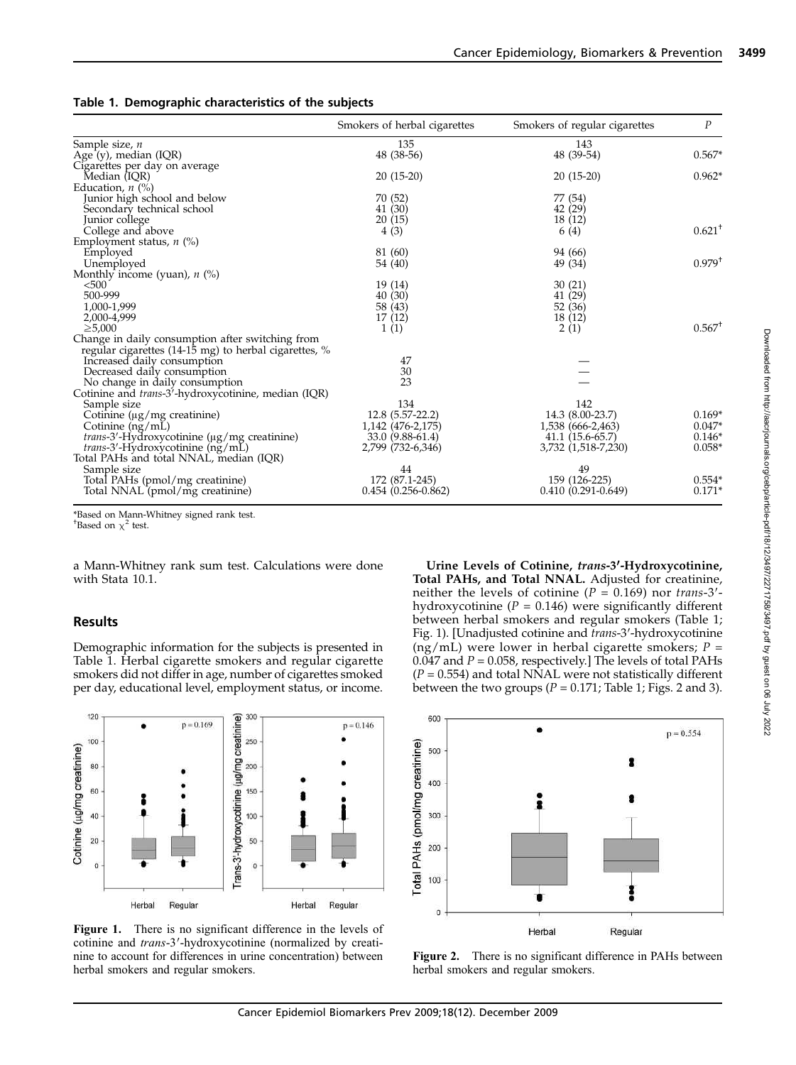**Table 1. Demographic characteristics of the subjects**

| | Smokers of herbal cigarettes | Smokers of regular cigarettes | *P* |
|---|---|---|---|
| Sample size, *n* | 135 | 143 | |
| Age (y), median (IQR) | 48 (38-56) | 48 (39-54) | 0.567* |
| Cigarettes per day on average | | | |
| Median (IQR) | 20 (15-20) | 20 (15-20) | 0.962* |
| Education, *n* (%) | | | |
| Junior high school and below | 70 (52) | 77 (54) | |
| Secondary technical school | 41 (30) | 42 (29) | |
| Junior college | 20 (15) | 18 (12) | |
| College and above | 4 (3) | 6 (4) | 0.621[†] |
| Employment status, *n* (%) | | | |
| Employed | 81 (60) | 94 (66) | |
| Unemployed | 54 (40) | 49 (34) | 0.979[†] |
| Monthly income (yuan), *n* (%) | | | |
| <500 | 19 (14) | 30 (21) | |
| 500-999 | 40 (30) | 41 (29) | |
| 1,000-1,999 | 58 (43) | 52 (36) | |
| 2,000-4,999 | 17 (12) | 18 (12) | |
| ≥5,000 | 1 (1) | 2 (1) | 0.567[†] |
| Change in daily consumption after switching from regular cigarettes (14-15 mg) to herbal cigarettes, % | | | |
| Increased daily consumption | 47 | — | |
| Decreased daily consumption | 30 | — | |
| No change in daily consumption | 23 | — | |
| Cotinine and *trans*-3′-hydroxycotinine, median (IQR) | | | |
| Sample size | 134 | 142 | |
| Cotinine (μg/mg creatinine) | 12.8 (5.57-22.2) | 14.3 (8.00-23.7) | 0.169* |
| Cotinine (ng/mL) | 1,142 (476-2,175) | 1,538 (666-2,463) | 0.047* |
| *trans*-3′-Hydroxycotinine (μg/mg creatinine) | 33.0 (9.88-61.4) | 41.1 (15.6-65.7) | 0.146* |
| *trans*-3′-Hydroxycotinine (ng/mL) | 2,799 (732-6,346) | 3,732 (1,518-7,230) | 0.058* |
| Total PAHs and total NNAL, median (IQR) | | | |
| Sample size | 44 | 49 | |
| Total PAHs (pmol/mg creatinine) | 172 (87.1-245) | 159 (126-225) | 0.554* |
| Total NNAL (pmol/mg creatinine) | 0.454 (0.256-0.862) | 0.410 (0.291-0.649) | 0.171* |

*Based on Mann-Whitney signed rank test.
[†]Based on $\chi^2$ test.

a Mann-Whitney rank sum test. Calculations were done with Stata 10.1.

## Results

Demographic information for the subjects is presented in Table 1. Herbal cigarette smokers and regular cigarette smokers did not differ in age, number of cigarettes smoked per day, educational level, employment status, or income.

Figure 1. There is no significant difference in the levels of cotinine and *trans*-3′-hydroxycotinine (normalized by creatinine to account for differences in urine concentration) between herbal smokers and regular smokers.

**Urine Levels of Cotinine, *trans*-3′-Hydroxycotinine, Total PAHs, and Total NNAL.** Adjusted for creatinine, neither the levels of cotinine ($P = 0.169$) nor *trans*-3′-hydroxycotinine ($P = 0.146$) were significantly different between herbal smokers and regular smokers (Table 1; Fig. 1). [Unadjusted cotinine and *trans*-3′-hydroxycotinine (ng/mL) were lower in herbal cigarette smokers; $P = 0.047$ and $P = 0.058$, respectively.] The levels of total PAHs ($P = 0.554$) and total NNAL were not statistically different between the two groups ($P = 0.171$; Table 1; Figs. 2 and 3).

Figure 2. There is no significant difference in PAHs between herbal smokers and regular smokers.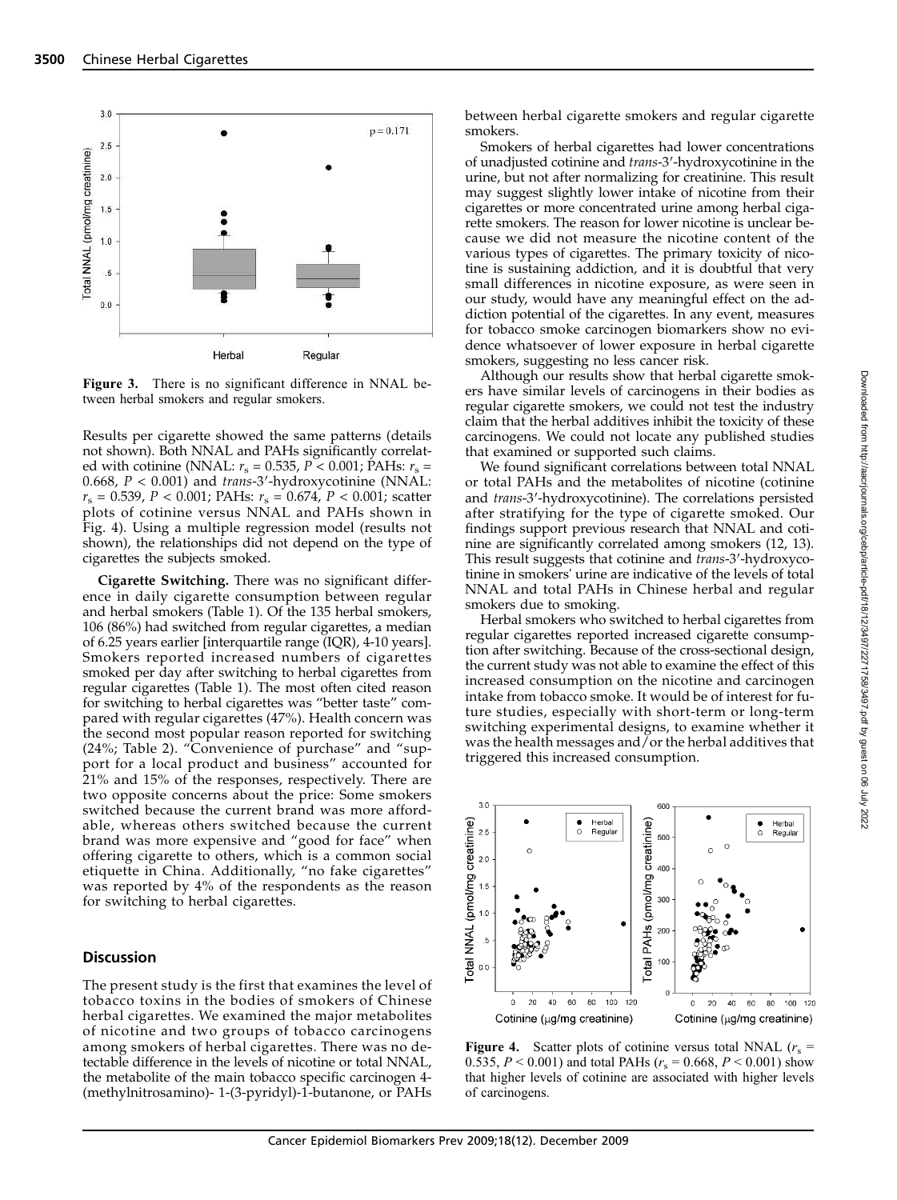3.0

2.5

2.0

1.5

1.0

.5

0.0

Total NNAL (pmol/mg creatinine)

p = 0.171

Herbal

Regular

**Figure 3.** There is no significant difference in NNAL between herbal smokers and regular smokers.

Results per cigarette showed the same patterns (details not shown). Both NNAL and PAHs significantly correlated with cotinine (NNAL: $r_s = 0.535$, $P < 0.001$; PAHs: $r_s = 0.668$, $P < 0.001$) and *trans*-3′-hydroxycotinine (NNAL: $r_s = 0.539$, $P < 0.001$; PAHs: $r_s = 0.674$, $P < 0.001$; scatter plots of cotinine versus NNAL and PAHs shown in Fig. 4). Using a multiple regression model (results not shown), the relationships did not depend on the type of cigarettes the subjects smoked.

**Cigarette Switching.** There was no significant difference in daily cigarette consumption between regular and herbal smokers (Table 1). Of the 135 herbal smokers, 106 (86%) had switched from regular cigarettes, a median of 6.25 years earlier [interquartile range (IQR), 4-10 years]. Smokers reported increased numbers of cigarettes smoked per day after switching to herbal cigarettes from regular cigarettes (Table 1). The most often cited reason for switching to herbal cigarettes was "better taste" compared with regular cigarettes (47%). Health concern was the second most popular reason reported for switching (24%; Table 2). "Convenience of purchase" and "support for a local product and business" accounted for 21% and 15% of the responses, respectively. There are two opposite concerns about the price: Some smokers switched because the current brand was more affordable, whereas others switched because the current brand was more expensive and "good for face" when offering cigarette to others, which is a common social etiquette in China. Additionally, "no fake cigarettes" was reported by 4% of the respondents as the reason for switching to herbal cigarettes.

## Discussion

The present study is the first that examines the level of tobacco toxins in the bodies of smokers of Chinese herbal cigarettes. We examined the major metabolites of nicotine and two groups of tobacco carcinogens among smokers of herbal cigarettes. There was no detectable difference in the levels of nicotine or total NNAL, the metabolite of the main tobacco specific carcinogen 4-(methylnitrosamino)- 1-(3-pyridyl)-1-butanone, or PAHs between herbal cigarette smokers and regular cigarette smokers.

Smokers of herbal cigarettes had lower concentrations of unadjusted cotinine and *trans*-3′-hydroxycotinine in the urine, but not after normalizing for creatinine. This result may suggest slightly lower intake of nicotine from their cigarettes or more concentrated urine among herbal cigarette smokers. The reason for lower nicotine is unclear because we did not measure the nicotine content of the various types of cigarettes. The primary toxicity of nicotine is sustaining addiction, and it is doubtful that very small differences in nicotine exposure, as were seen in our study, would have any meaningful effect on the addiction potential of the cigarettes. In any event, measures for tobacco smoke carcinogen biomarkers show no evidence whatsoever of lower exposure in herbal cigarette smokers, suggesting no less cancer risk.

Although our results show that herbal cigarette smokers have similar levels of carcinogens in their bodies as regular cigarette smokers, we could not test the industry claim that the herbal additives inhibit the toxicity of these carcinogens. We could not locate any published studies that examined or supported such claims.

We found significant correlations between total NNAL or total PAHs and the metabolites of nicotine (cotinine and *trans*-3′-hydroxycotinine). The correlations persisted after stratifying for the type of cigarette smoked. Our findings support previous research that NNAL and cotinine are significantly correlated among smokers (12, 13). This result suggests that cotinine and *trans*-3′-hydroxycotinine in smokers' urine are indicative of the levels of total NNAL and total PAHs in Chinese herbal and regular smokers due to smoking.

Herbal smokers who switched to herbal cigarettes from regular cigarettes reported increased cigarette consumption after switching. Because of the cross-sectional design, the current study was not able to examine the effect of this increased consumption on the nicotine and carcinogen intake from tobacco smoke. It would be of interest for future studies, especially with short-term or long-term switching experimental designs, to examine whether it was the health messages and/or the herbal additives that triggered this increased consumption.

Total NNAL (pmol/mg creatinine)

3.0
2.5
2.0
1.5
1.0
.5
0.0

Herbal
Regular

0 20 40 60 80 100 120

Cotinine (μg/mg creatinine)

Total PAHs (pmol/mg creatinine)

600
500
400
300
200
100
0

Herbal
Regular

0 20 40 60 80 100 120

Cotinine (μg/mg creatinine)

**Figure 4.** Scatter plots of cotinine versus total NNAL ($r_s = 0.535$, $P < 0.001$) and total PAHs ($r_s = 0.668$, $P < 0.001$) show that higher levels of cotinine are associated with higher levels of carcinogens.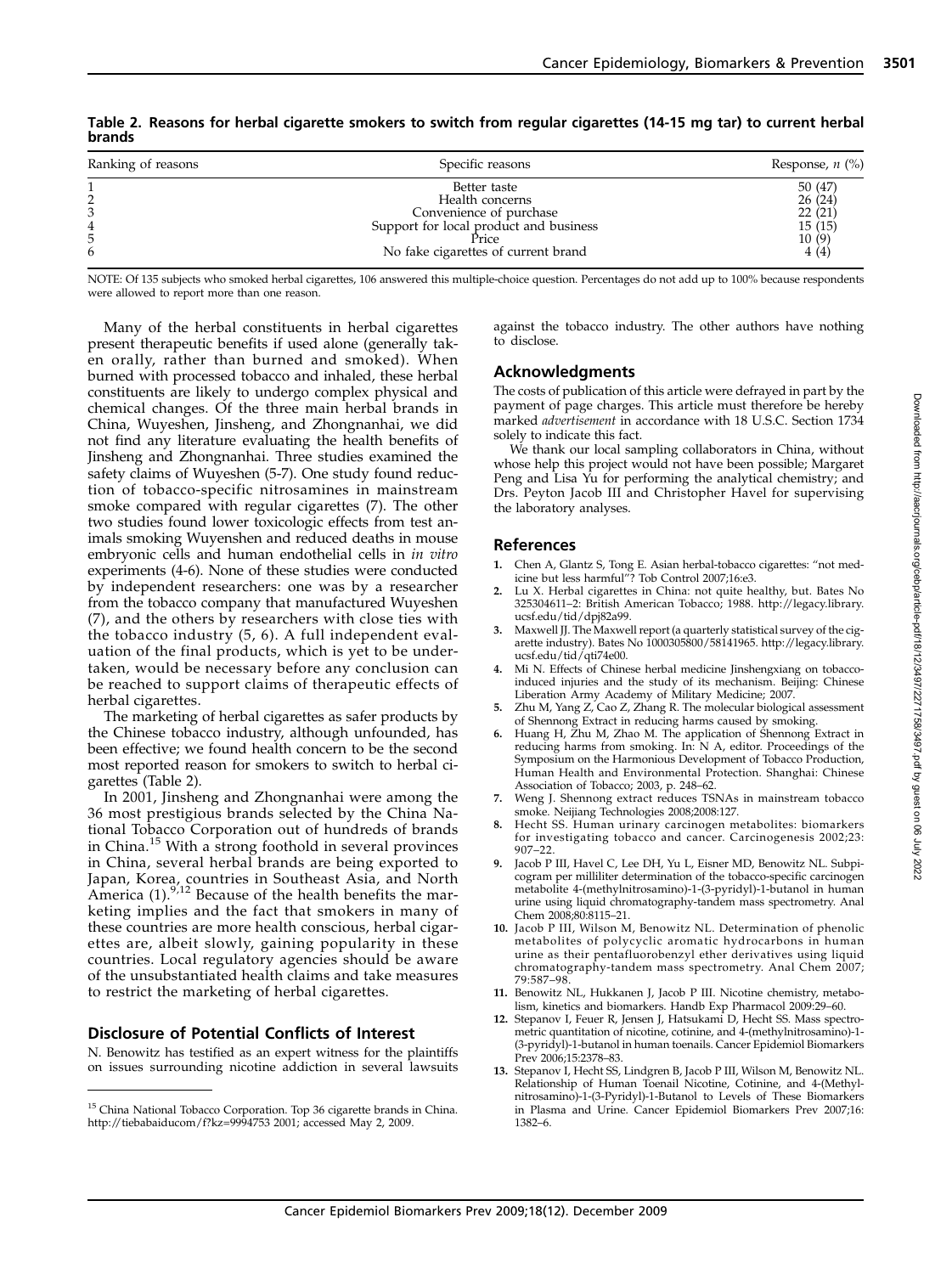**Table 2. Reasons for herbal cigarette smokers to switch from regular cigarettes (14-15 mg tar) to current herbal brands**

| Ranking of reasons | Specific reasons | Response, *n* (%) |
|---|---|---|
| 1 | Better taste | 50 (47) |
| 2 | Health concerns | 26 (24) |
| 3 | Convenience of purchase | 22 (21) |
| 4 | Support for local product and business | 15 (15) |
| 5 | Price | 10 (9) |
| 6 | No fake cigarettes of current brand | 4 (4) |

NOTE: Of 135 subjects who smoked herbal cigarettes, 106 answered this multiple-choice question. Percentages do not add up to 100% because respondents were allowed to report more than one reason.

Many of the herbal constituents in herbal cigarettes present therapeutic benefits if used alone (generally taken orally, rather than burned and smoked). When burned with processed tobacco and inhaled, these herbal constituents are likely to undergo complex physical and chemical changes. Of the three main herbal brands in China, Wuyeshen, Jinsheng, and Zhongnanhai, we did not find any literature evaluating the health benefits of Jinsheng and Zhongnanhai. Three studies examined the safety claims of Wuyeshen (5-7). One study found reduction of tobacco-specific nitrosamines in mainstream smoke compared with regular cigarettes (7). The other two studies found lower toxicologic effects from test animals smoking Wuyenshen and reduced deaths in mouse embryonic cells and human endothelial cells in *in vitro* experiments (4-6). None of these studies were conducted by independent researchers: one was by a researcher from the tobacco company that manufactured Wuyeshen (7), and the others by researchers with close ties with the tobacco industry (5, 6). A full independent evaluation of the final products, which is yet to be undertaken, would be necessary before any conclusion can be reached to support claims of therapeutic effects of herbal cigarettes.

The marketing of herbal cigarettes as safer products by the Chinese tobacco industry, although unfounded, has been effective; we found health concern to be the second most reported reason for smokers to switch to herbal cigarettes (Table 2).

In 2001, Jinsheng and Zhongnanhai were among the 36 most prestigious brands selected by the China National Tobacco Corporation out of hundreds of brands in China.[15] With a strong foothold in several provinces in China, several herbal brands are being exported to Japan, Korea, countries in Southeast Asia, and North America (1).[9,12] Because of the health benefits the marketing implies and the fact that smokers in many of these countries are more health conscious, herbal cigarettes are, albeit slowly, gaining popularity in these countries. Local regulatory agencies should be aware of the unsubstantiated health claims and take measures to restrict the marketing of herbal cigarettes.

## Disclosure of Potential Conflicts of Interest

N. Benowitz has testified as an expert witness for the plaintiffs on issues surrounding nicotine addiction in several lawsuits against the tobacco industry. The other authors have nothing to disclose.

## Acknowledgments

The costs of publication of this article were defrayed in part by the payment of page charges. This article must therefore be hereby marked *advertisement* in accordance with 18 U.S.C. Section 1734 solely to indicate this fact.

We thank our local sampling collaborators in China, without whose help this project would not have been possible; Margaret Peng and Lisa Yu for performing the analytical chemistry; and Drs. Peyton Jacob III and Christopher Havel for supervising the laboratory analyses.

## References

1. Chen A, Glantz S, Tong E. Asian herbal-tobacco cigarettes: "not medicine but less harmful"? Tob Control 2007;16:e3.
2. Lu X. Herbal cigarettes in China: not quite healthy, but. Bates No 325304611–2: British American Tobacco; 1988. http://legacy.library.ucsf.edu/tid/dpj82a99.
3. Maxwell JJ. The Maxwell report (a quarterly statistical survey of the cigarette industry). Bates No 1000305800/58141965. http://legacy.library.ucsf.edu/tid/qti74e00.
4. Mi N. Effects of Chinese herbal medicine Jinshengxiang on tobacco-induced injuries and the study of its mechanism. Beijing: Chinese Liberation Army Academy of Military Medicine; 2007.
5. Zhu M, Yang Z, Cao Z, Zhang R. The molecular biological assessment of Shennong Extract in reducing harms caused by smoking.
6. Huang H, Zhu M, Zhao M. The application of Shennong Extract in reducing harms from smoking. In: N A, editor. Proceedings of the Symposium on the Harmonious Development of Tobacco Production, Human Health and Environmental Protection. Shanghai: Chinese Association of Tobacco; 2003, p. 248–62.
7. Weng J. Shennong extract reduces TSNAs in mainstream tobacco smoke. Neijiang Technologies 2008;2008:127.
8. Hecht SS. Human urinary carcinogen metabolites: biomarkers for investigating tobacco and cancer. Carcinogenesis 2002;23:907–22.
9. Jacob P III, Havel C, Lee DH, Yu L, Eisner MD, Benowitz NL. Subpicogram per milliliter determination of the tobacco-specific carcinogen metabolite 4-(methylnitrosamino)-1-(3-pyridyl)-1-butanol in human urine using liquid chromatography-tandem mass spectrometry. Anal Chem 2008;80:8115–21.
10. Jacob P III, Wilson M, Benowitz NL. Determination of phenolic metabolites of polycyclic aromatic hydrocarbons in human urine as their pentafluorobenzyl ether derivatives using liquid chromatography-tandem mass spectrometry. Anal Chem 2007;79:587–98.
11. Benowitz NL, Hukkanen J, Jacob P III. Nicotine chemistry, metabolism, kinetics and biomarkers. Handb Exp Pharmacol 2009:29–60.
12. Stepanov I, Feuer R, Jensen J, Hatsukami D, Hecht SS. Mass spectrometric quantitation of nicotine, cotinine, and 4-(methylnitrosamino)-1-(3-pyridyl)-1-butanol in human toenails. Cancer Epidemiol Biomarkers Prev 2006;15:2378–83.
13. Stepanov I, Hecht SS, Lindgren B, Jacob P III, Wilson M, Benowitz NL. Relationship of Human Toenail Nicotine, Cotinine, and 4-(Methylnitrosamino)-1-(3-Pyridyl)-1-Butanol to Levels of These Biomarkers in Plasma and Urine. Cancer Epidemiol Biomarkers Prev 2007;16:1382–6.

[15] China National Tobacco Corporation. Top 36 cigarette brands in China. http://tiebabaiducom/f?kz=9994753 2001; accessed May 2, 2009.